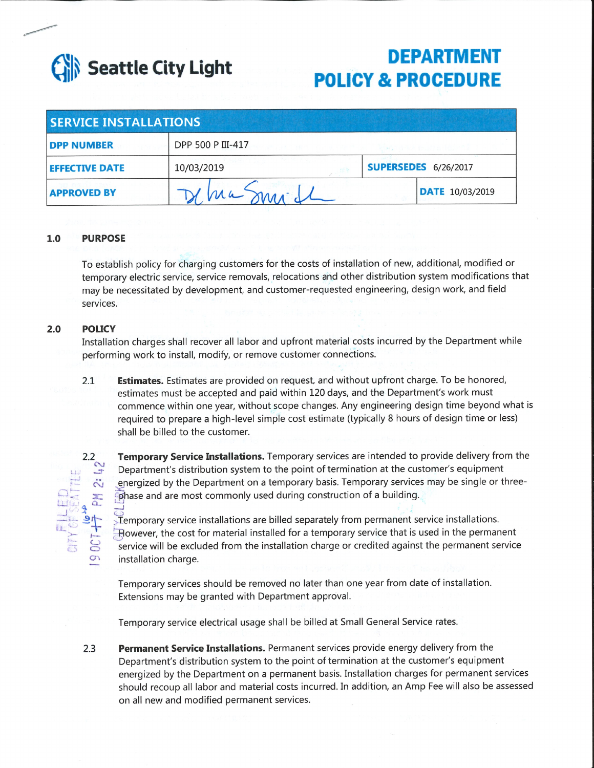# Seattle City Light

# DEPARTMENT POLICY & PROCEDURE

| SERVICE INSTALLATIONS | | | |
|---|---|---|---|
| **DPP NUMBER** | DPP 500 P III-417 | | |
| **EFFECTIVE DATE** | 10/03/2019 | **SUPERSEDES** 6/26/2017 | |
| **APPROVED BY** | Debra Smith | | **DATE** 10/03/2019 |

## 1.0 PURPOSE

To establish policy for charging customers for the costs of installation of new, additional, modified or temporary electric service, service removals, relocations and other distribution system modifications that may be necessitated by development, and customer-requested engineering, design work, and field services.

## 2.0 POLICY

Installation charges shall recover all labor and upfront material costs incurred by the Department while performing work to install, modify, or remove customer connections.

2.1 **Estimates.** Estimates are provided on request, and without upfront charge. To be honored, estimates must be accepted and paid within 120 days, and the Department's work must commence within one year, without scope changes. Any engineering design time beyond what is required to prepare a high-level simple cost estimate (typically 8 hours of design time or less) shall be billed to the customer.

2.2 **Temporary Service Installations.** Temporary services are intended to provide delivery from the Department's distribution system to the point of termination at the customer's equipment energized by the Department on a temporary basis. Temporary services may be single or three-phase and are most commonly used during construction of a building.

Temporary service installations are billed separately from permanent service installations. However, the cost for material installed for a temporary service that is used in the permanent service will be excluded from the installation charge or credited against the permanent service installation charge.

Temporary services should be removed no later than one year from date of installation. Extensions may be granted with Department approval.

Temporary service electrical usage shall be billed at Small General Service rates.

2.3 **Permanent Service Installations.** Permanent services provide energy delivery from the Department's distribution system to the point of termination at the customer's equipment energized by the Department on a permanent basis. Installation charges for permanent services should recoup all labor and material costs incurred. In addition, an Amp Fee will also be assessed on all new and modified permanent services.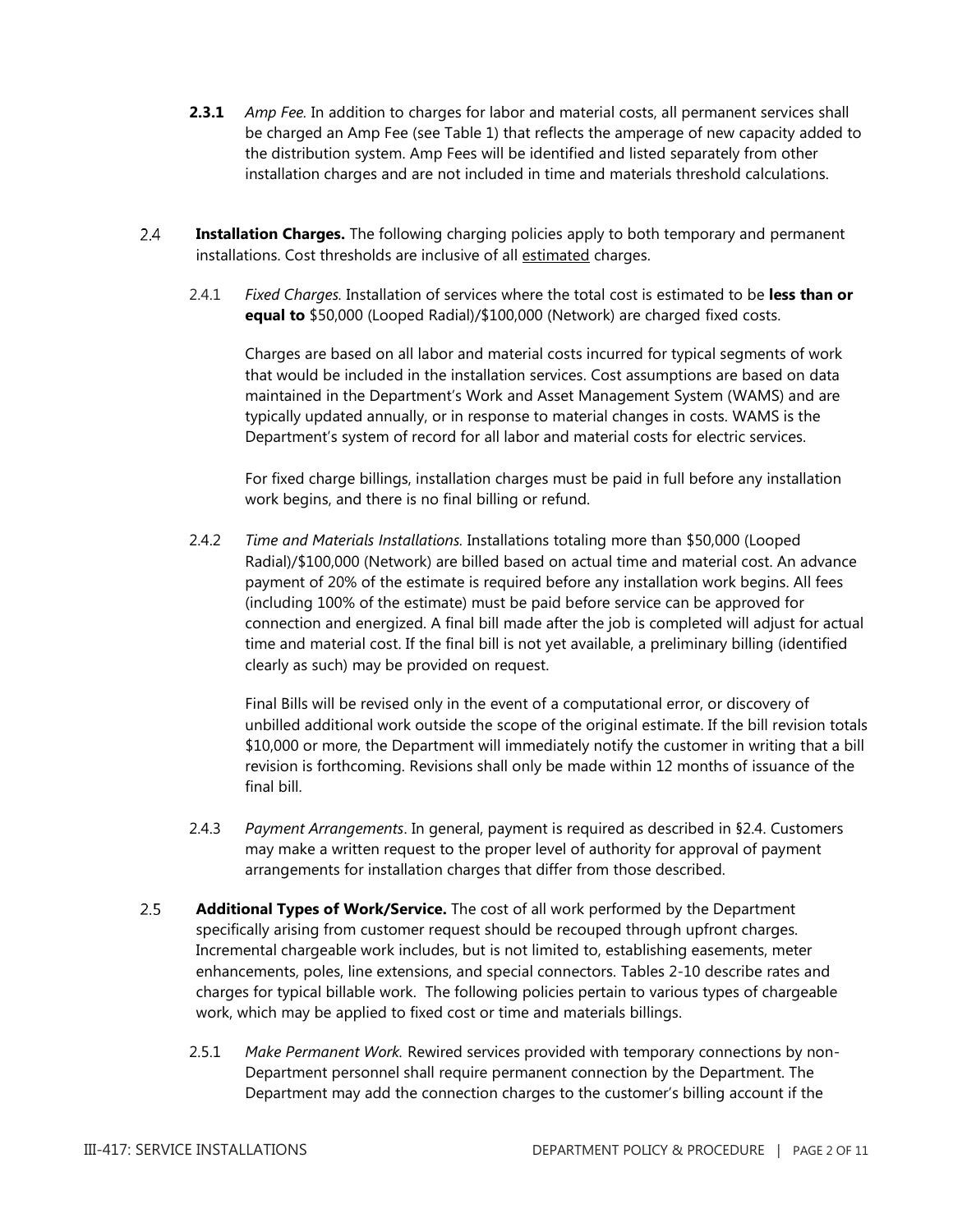**2.3.1** *Amp Fee.* In addition to charges for labor and material costs, all permanent services shall be charged an Amp Fee (see Table 1) that reflects the amperage of new capacity added to the distribution system. Amp Fees will be identified and listed separately from other installation charges and are not included in time and materials threshold calculations.

2.4 **Installation Charges.** The following charging policies apply to both temporary and permanent installations. Cost thresholds are inclusive of all estimated charges.

2.4.1 *Fixed Charges.* Installation of services where the total cost is estimated to be **less than or equal to** \$50,000 (Looped Radial)/\$100,000 (Network) are charged fixed costs.

Charges are based on all labor and material costs incurred for typical segments of work that would be included in the installation services. Cost assumptions are based on data maintained in the Department's Work and Asset Management System (WAMS) and are typically updated annually, or in response to material changes in costs. WAMS is the Department's system of record for all labor and material costs for electric services.

For fixed charge billings, installation charges must be paid in full before any installation work begins, and there is no final billing or refund.

2.4.2 *Time and Materials Installations.* Installations totaling more than \$50,000 (Looped Radial)/\$100,000 (Network) are billed based on actual time and material cost. An advance payment of 20% of the estimate is required before any installation work begins. All fees (including 100% of the estimate) must be paid before service can be approved for connection and energized. A final bill made after the job is completed will adjust for actual time and material cost. If the final bill is not yet available, a preliminary billing (identified clearly as such) may be provided on request.

Final Bills will be revised only in the event of a computational error, or discovery of unbilled additional work outside the scope of the original estimate. If the bill revision totals \$10,000 or more, the Department will immediately notify the customer in writing that a bill revision is forthcoming. Revisions shall only be made within 12 months of issuance of the final bill.

2.4.3 *Payment Arrangements*. In general, payment is required as described in §2.4. Customers may make a written request to the proper level of authority for approval of payment arrangements for installation charges that differ from those described.

2.5 **Additional Types of Work/Service.** The cost of all work performed by the Department specifically arising from customer request should be recouped through upfront charges. Incremental chargeable work includes, but is not limited to, establishing easements, meter enhancements, poles, line extensions, and special connectors. Tables 2-10 describe rates and charges for typical billable work. The following policies pertain to various types of chargeable work, which may be applied to fixed cost or time and materials billings.

2.5.1 *Make Permanent Work.* Rewired services provided with temporary connections by non-Department personnel shall require permanent connection by the Department. The Department may add the connection charges to the customer's billing account if the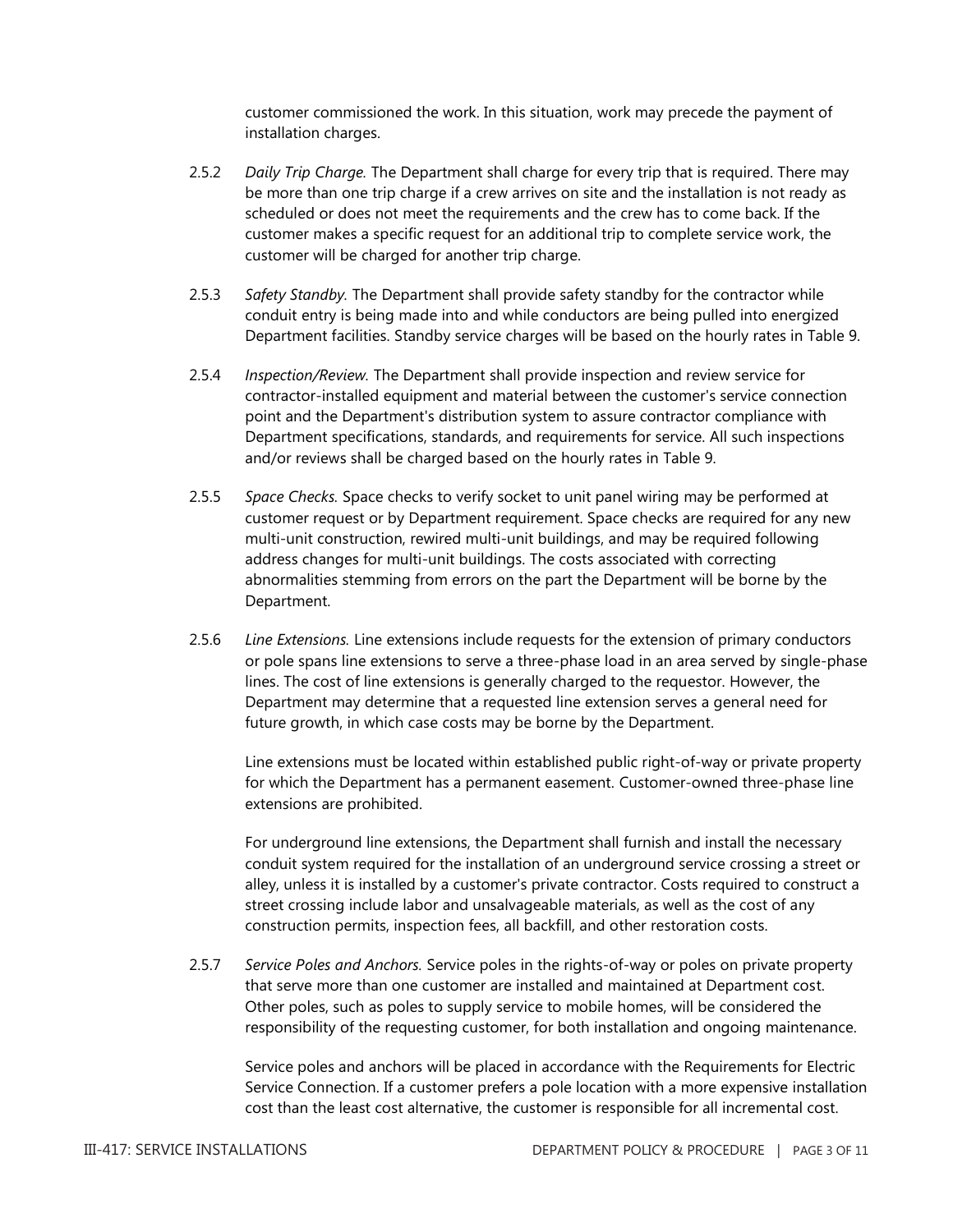customer commissioned the work. In this situation, work may precede the payment of installation charges.

2.5.2 *Daily Trip Charge.* The Department shall charge for every trip that is required. There may be more than one trip charge if a crew arrives on site and the installation is not ready as scheduled or does not meet the requirements and the crew has to come back. If the customer makes a specific request for an additional trip to complete service work, the customer will be charged for another trip charge.

2.5.3 *Safety Standby.* The Department shall provide safety standby for the contractor while conduit entry is being made into and while conductors are being pulled into energized Department facilities. Standby service charges will be based on the hourly rates in Table 9.

2.5.4 *Inspection/Review.* The Department shall provide inspection and review service for contractor-installed equipment and material between the customer's service connection point and the Department's distribution system to assure contractor compliance with Department specifications, standards, and requirements for service. All such inspections and/or reviews shall be charged based on the hourly rates in Table 9.

2.5.5 *Space Checks.* Space checks to verify socket to unit panel wiring may be performed at customer request or by Department requirement. Space checks are required for any new multi-unit construction, rewired multi-unit buildings, and may be required following address changes for multi-unit buildings. The costs associated with correcting abnormalities stemming from errors on the part the Department will be borne by the Department.

2.5.6 *Line Extensions.* Line extensions include requests for the extension of primary conductors or pole spans line extensions to serve a three-phase load in an area served by single-phase lines. The cost of line extensions is generally charged to the requestor. However, the Department may determine that a requested line extension serves a general need for future growth, in which case costs may be borne by the Department.

Line extensions must be located within established public right-of-way or private property for which the Department has a permanent easement. Customer-owned three-phase line extensions are prohibited.

For underground line extensions, the Department shall furnish and install the necessary conduit system required for the installation of an underground service crossing a street or alley, unless it is installed by a customer's private contractor. Costs required to construct a street crossing include labor and unsalvageable materials, as well as the cost of any construction permits, inspection fees, all backfill, and other restoration costs.

2.5.7 *Service Poles and Anchors.* Service poles in the rights-of-way or poles on private property that serve more than one customer are installed and maintained at Department cost. Other poles, such as poles to supply service to mobile homes, will be considered the responsibility of the requesting customer, for both installation and ongoing maintenance.

Service poles and anchors will be placed in accordance with the Requirements for Electric Service Connection. If a customer prefers a pole location with a more expensive installation cost than the least cost alternative, the customer is responsible for all incremental cost.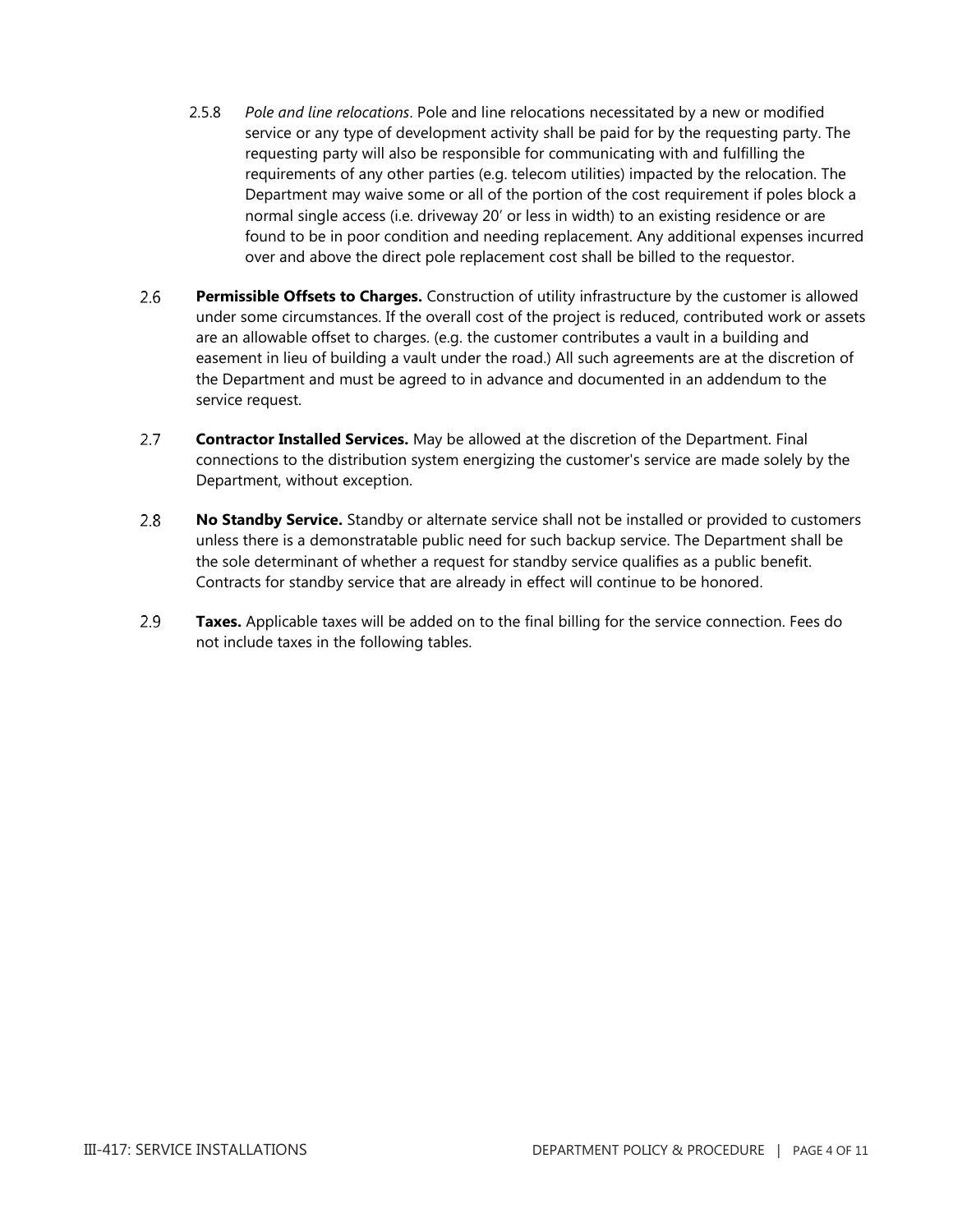2.5.8 *Pole and line relocations*. Pole and line relocations necessitated by a new or modified service or any type of development activity shall be paid for by the requesting party. The requesting party will also be responsible for communicating with and fulfilling the requirements of any other parties (e.g. telecom utilities) impacted by the relocation. The Department may waive some or all of the portion of the cost requirement if poles block a normal single access (i.e. driveway 20′ or less in width) to an existing residence or are found to be in poor condition and needing replacement. Any additional expenses incurred over and above the direct pole replacement cost shall be billed to the requestor.

2.6 **Permissible Offsets to Charges.** Construction of utility infrastructure by the customer is allowed under some circumstances. If the overall cost of the project is reduced, contributed work or assets are an allowable offset to charges. (e.g. the customer contributes a vault in a building and easement in lieu of building a vault under the road.) All such agreements are at the discretion of the Department and must be agreed to in advance and documented in an addendum to the service request.

2.7 **Contractor Installed Services.** May be allowed at the discretion of the Department. Final connections to the distribution system energizing the customer's service are made solely by the Department, without exception.

2.8 **No Standby Service.** Standby or alternate service shall not be installed or provided to customers unless there is a demonstratable public need for such backup service. The Department shall be the sole determinant of whether a request for standby service qualifies as a public benefit. Contracts for standby service that are already in effect will continue to be honored.

2.9 **Taxes.** Applicable taxes will be added on to the final billing for the service connection. Fees do not include taxes in the following tables.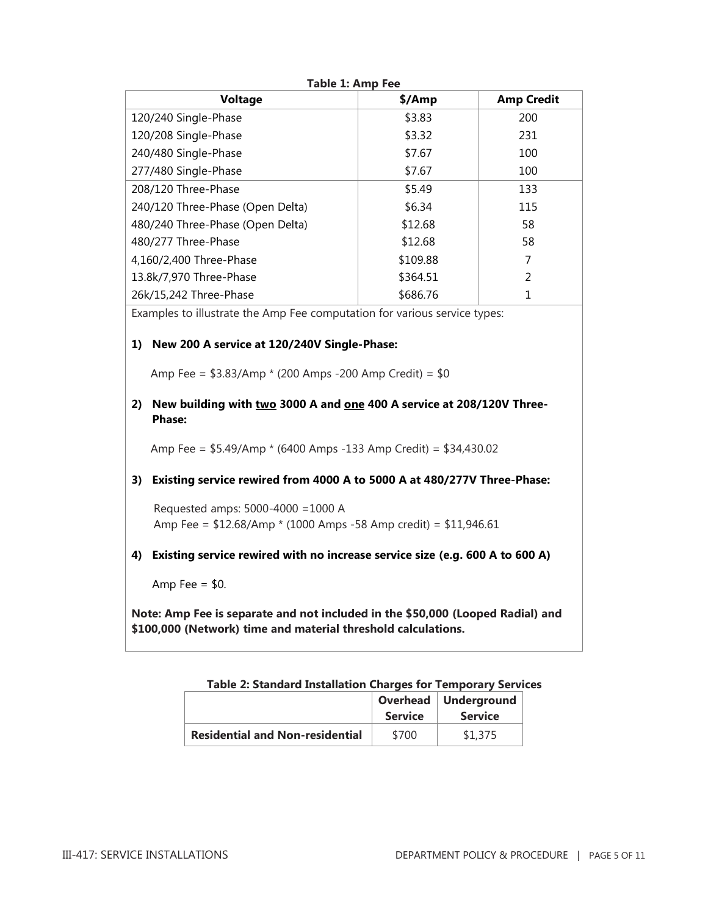**Table 1: Amp Fee**

| Voltage | $/Amp | Amp Credit |
|---|---|---|
| 120/240 Single-Phase | $3.83 | 200 |
| 120/208 Single-Phase | $3.32 | 231 |
| 240/480 Single-Phase | $7.67 | 100 |
| 277/480 Single-Phase | $7.67 | 100 |
| 208/120 Three-Phase | $5.49 | 133 |
| 240/120 Three-Phase (Open Delta) | $6.34 | 115 |
| 480/240 Three-Phase (Open Delta) | $12.68 | 58 |
| 480/277 Three-Phase | $12.68 | 58 |
| 4,160/2,400 Three-Phase | $109.88 | 7 |
| 13.8k/7,970 Three-Phase | $364.51 | 2 |
| 26k/15,242 Three-Phase | $686.76 | 1 |

Examples to illustrate the Amp Fee computation for various service types:

1) **New 200 A service at 120/240V Single-Phase:**

   Amp Fee = $3.83/Amp * (200 Amps -200 Amp Credit) = $0

2) **New building with <u>two</u> 3000 A and <u>one</u> 400 A service at 208/120V Three-Phase:**

   Amp Fee = $5.49/Amp * (6400 Amps -133 Amp Credit) = $34,430.02

3) **Existing service rewired from 4000 A to 5000 A at 480/277V Three-Phase:**

   Requested amps: 5000-4000 =1000 A
   Amp Fee = $12.68/Amp * (1000 Amps -58 Amp credit) = $11,946.61

4) **Existing service rewired with no increase service size (e.g. 600 A to 600 A)**

   Amp Fee = $0.

**Note: Amp Fee is separate and not included in the $50,000 (Looped Radial) and $100,000 (Network) time and material threshold calculations.**

**Table 2: Standard Installation Charges for Temporary Services**

| | Overhead Service | Underground Service |
|---|---|---|
| **Residential and Non-residential** | $700 | $1,375 |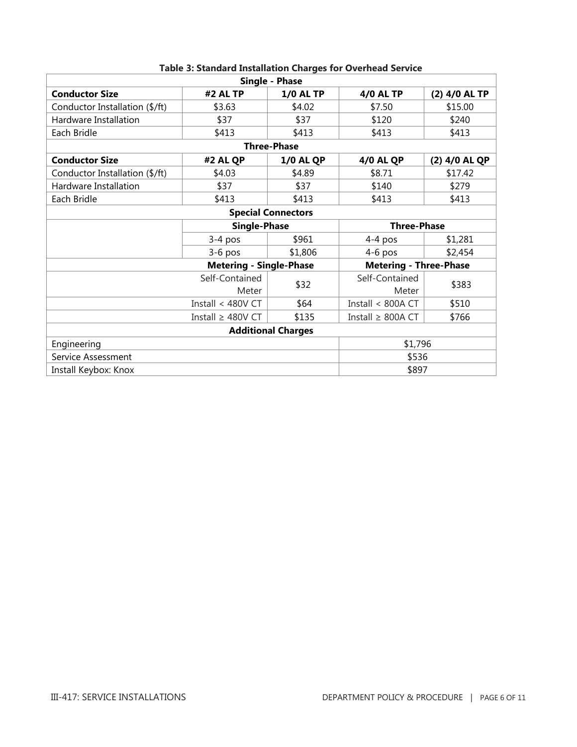**Table 3: Standard Installation Charges for Overhead Service**

| Single - Phase | | | | |
|---|---|---|---|---|
| **Conductor Size** | **#2 AL TP** | **1/0 AL TP** | **4/0 AL TP** | **(2) 4/0 AL TP** |
| Conductor Installation ($/ft) | $3.63 | $4.02 | $7.50 | $15.00 |
| Hardware Installation | $37 | $37 | $120 | $240 |
| Each Bridle | $413 | $413 | $413 | $413 |
| **Three-Phase** | | | | |
| **Conductor Size** | **#2 AL QP** | **1/0 AL QP** | **4/0 AL QP** | **(2) 4/0 AL QP** |
| Conductor Installation ($/ft) | $4.03 | $4.89 | $8.71 | $17.42 |
| Hardware Installation | $37 | $37 | $140 | $279 |
| Each Bridle | $413 | $413 | $413 | $413 |
| **Special Connectors** | | | | |
| | **Single-Phase** | | **Three-Phase** | |
| | 3-4 pos | $961 | 4-4 pos | $1,281 |
| | 3-6 pos | $1,806 | 4-6 pos | $2,454 |
| | **Metering - Single-Phase** | | **Metering - Three-Phase** | |
| | Self-Contained Meter | $32 | Self-Contained Meter | $383 |
| | Install < 480V CT | $64 | Install < 800A CT | $510 |
| | Install ≥ 480V CT | $135 | Install ≥ 800A CT | $766 |
| **Additional Charges** | | | | |
| Engineering | | | $1,796 | |
| Service Assessment | | | $536 | |
| Install Keybox: Knox | | | $897 | |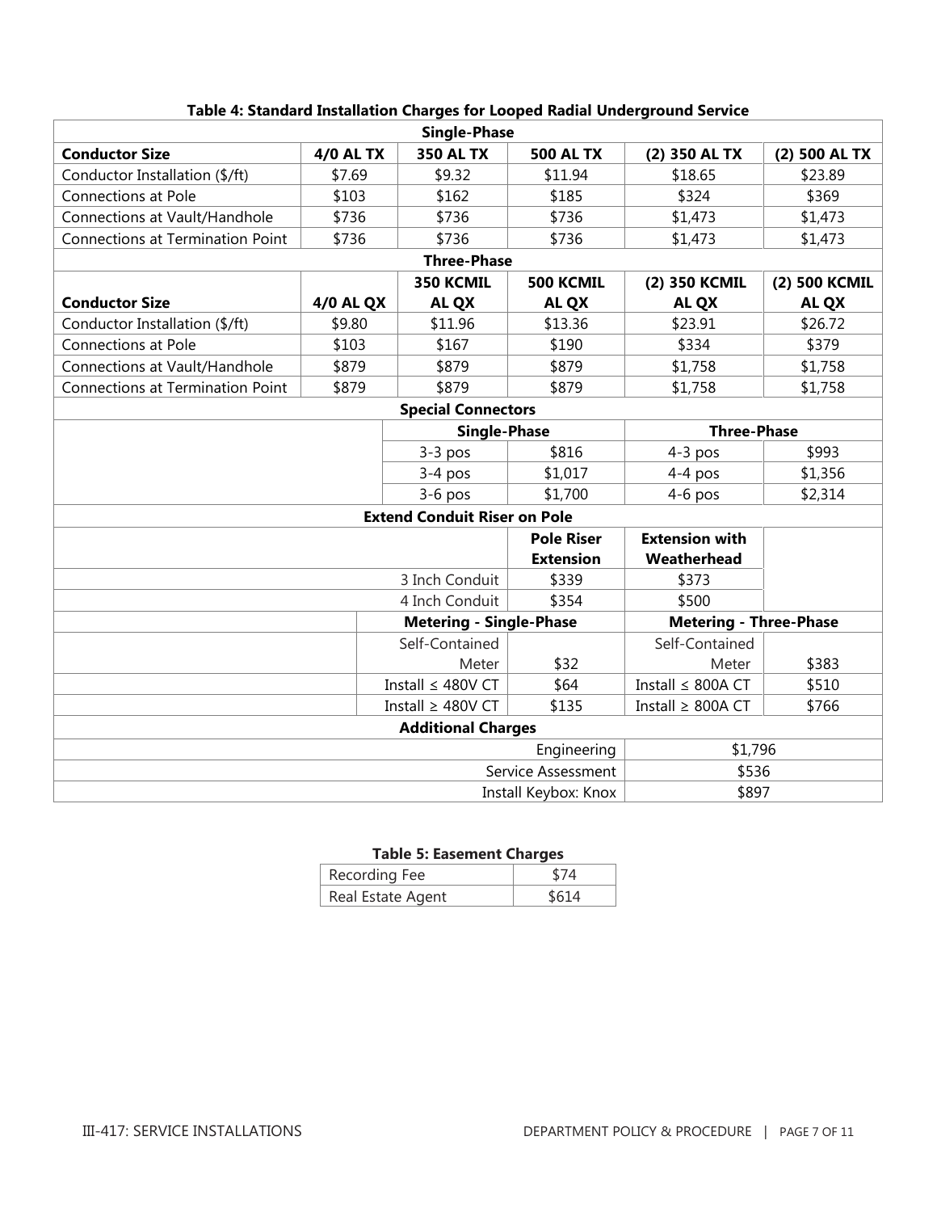**Table 4: Standard Installation Charges for Looped Radial Underground Service**

| Single-Phase | | | | | |
|---|---|---|---|---|---|
| **Conductor Size** | **4/0 AL TX** | **350 AL TX** | **500 AL TX** | **(2) 350 AL TX** | **(2) 500 AL TX** |
| Conductor Installation ($/ft) | $7.69 | $9.32 | $11.94 | $18.65 | $23.89 |
| Connections at Pole | $103 | $162 | $185 | $324 | $369 |
| Connections at Vault/Handhole | $736 | $736 | $736 | $1,473 | $1,473 |
| Connections at Termination Point | $736 | $736 | $736 | $1,473 | $1,473 |
| **Three-Phase** | | | | | |
| **Conductor Size** | **4/0 AL QX** | **350 KCMIL AL QX** | **500 KCMIL AL QX** | **(2) 350 KCMIL AL QX** | **(2) 500 KCMIL AL QX** |
| Conductor Installation ($/ft) | $9.80 | $11.96 | $13.36 | $23.91 | $26.72 |
| Connections at Pole | $103 | $167 | $190 | $334 | $379 |
| Connections at Vault/Handhole | $879 | $879 | $879 | $1,758 | $1,758 |
| Connections at Termination Point | $879 | $879 | $879 | $1,758 | $1,758 |
| **Special Connectors** | | | | | |
| | | **Single-Phase** | | **Three-Phase** | |
| | | 3-3 pos | $816 | 4-3 pos | $993 |
| | | 3-4 pos | $1,017 | 4-4 pos | $1,356 |
| | | 3-6 pos | $1,700 | 4-6 pos | $2,314 |
| **Extend Conduit Riser on Pole** | | | | | |
| | | | **Pole Riser Extension** | **Extension with Weatherhead** | |
| | | 3 Inch Conduit | $339 | $373 | |
| | | 4 Inch Conduit | $354 | $500 | |
| | | **Metering - Single-Phase** | | **Metering - Three-Phase** | |
| | | Self-Contained Meter | $32 | Self-Contained Meter | $383 |
| | | Install ≤ 480V CT | $64 | Install ≤ 800A CT | $510 |
| | | Install ≥ 480V CT | $135 | Install ≥ 800A CT | $766 |
| **Additional Charges** | | | | | |
| | | | Engineering | $1,796 | |
| | | | Service Assessment | $536 | |
| | | | Install Keybox: Knox | $897 | |

**Table 5: Easement Charges**

| Recording Fee | $74 |
|---|---|
| Real Estate Agent | $614 |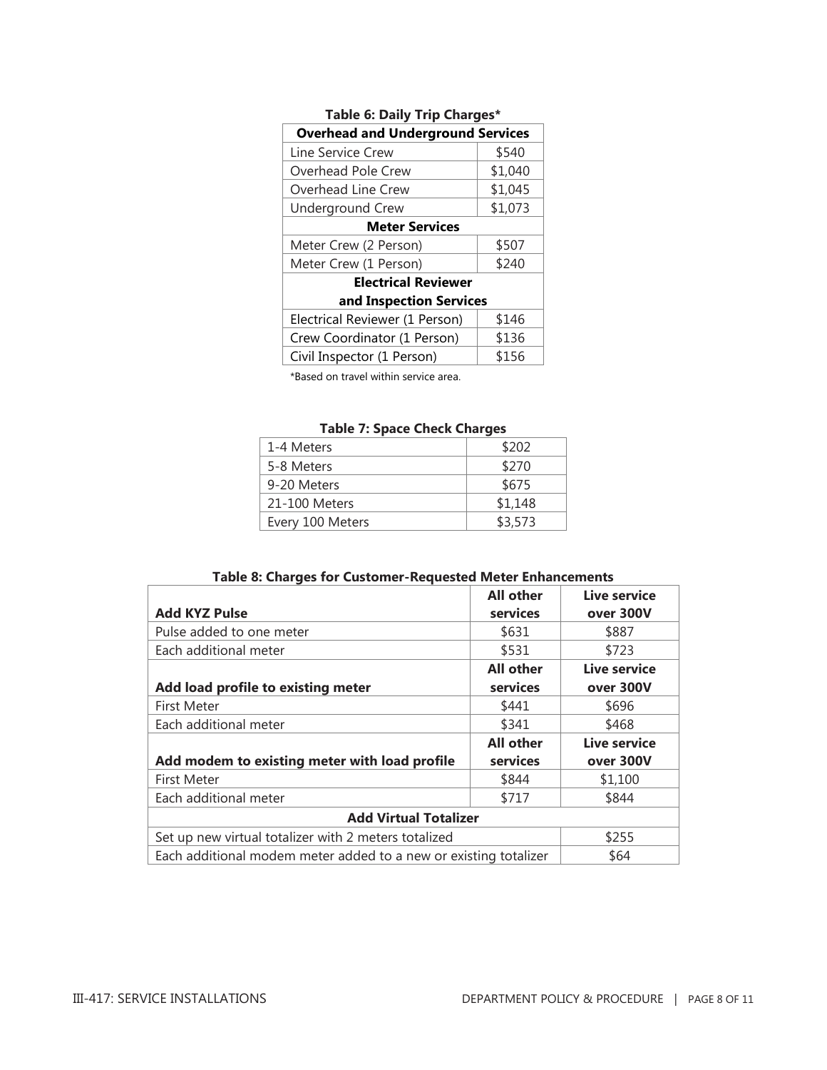**Table 6: Daily Trip Charges***

| Overhead and Underground Services | |
|---|---|
| Line Service Crew | $540 |
| Overhead Pole Crew | $1,040 |
| Overhead Line Crew | $1,045 |
| Underground Crew | $1,073 |
| **Meter Services** | |
| Meter Crew (2 Person) | $507 |
| Meter Crew (1 Person) | $240 |
| **Electrical Reviewer and Inspection Services** | |
| Electrical Reviewer (1 Person) | $146 |
| Crew Coordinator (1 Person) | $136 |
| Civil Inspector (1 Person) | $156 |

*Based on travel within service area.

**Table 7: Space Check Charges**

| Meters | Charge |
|---|---|
| 1-4 Meters | $202 |
| 5-8 Meters | $270 |
| 9-20 Meters | $675 |
| 21-100 Meters | $1,148 |
| Every 100 Meters | $3,573 |

**Table 8: Charges for Customer-Requested Meter Enhancements**

| Add KYZ Pulse | All other services | Live service over 300V |
|---|---|---|
| Pulse added to one meter | $631 | $887 |
| Each additional meter | $531 | $723 |
| **Add load profile to existing meter** | **All other services** | **Live service over 300V** |
| First Meter | $441 | $696 |
| Each additional meter | $341 | $468 |
| **Add modem to existing meter with load profile** | **All other services** | **Live service over 300V** |
| First Meter | $844 | $1,100 |
| Each additional meter | $717 | $844 |
| **Add Virtual Totalizer** | | |
| Set up new virtual totalizer with 2 meters totalized | | $255 |
| Each additional modem meter added to a new or existing totalizer | | $64 |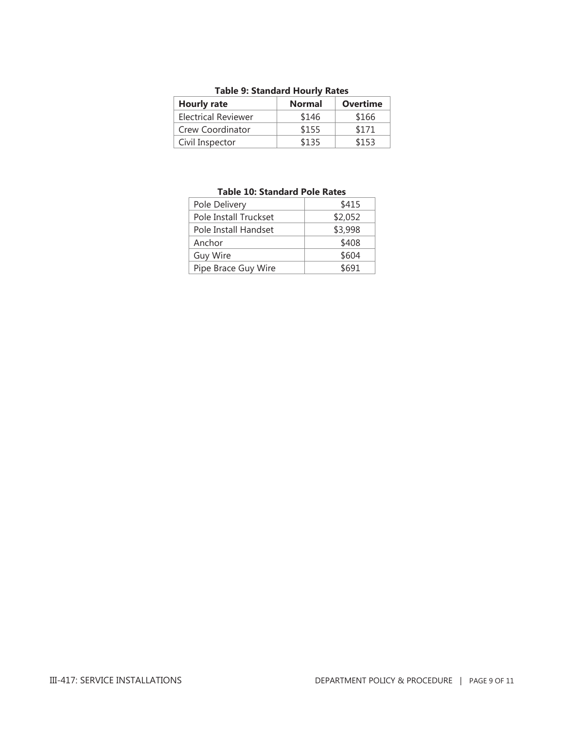**Table 9: Standard Hourly Rates**

| Hourly rate | Normal | Overtime |
| --- | --- | --- |
| Electrical Reviewer | $146 | $166 |
| Crew Coordinator | $155 | $171 |
| Civil Inspector | $135 | $153 |

**Table 10: Standard Pole Rates**

| | |
| --- | --- |
| Pole Delivery | $415 |
| Pole Install Truckset | $2,052 |
| Pole Install Handset | $3,998 |
| Anchor | $408 |
| Guy Wire | $604 |
| Pipe Brace Guy Wire | $691 |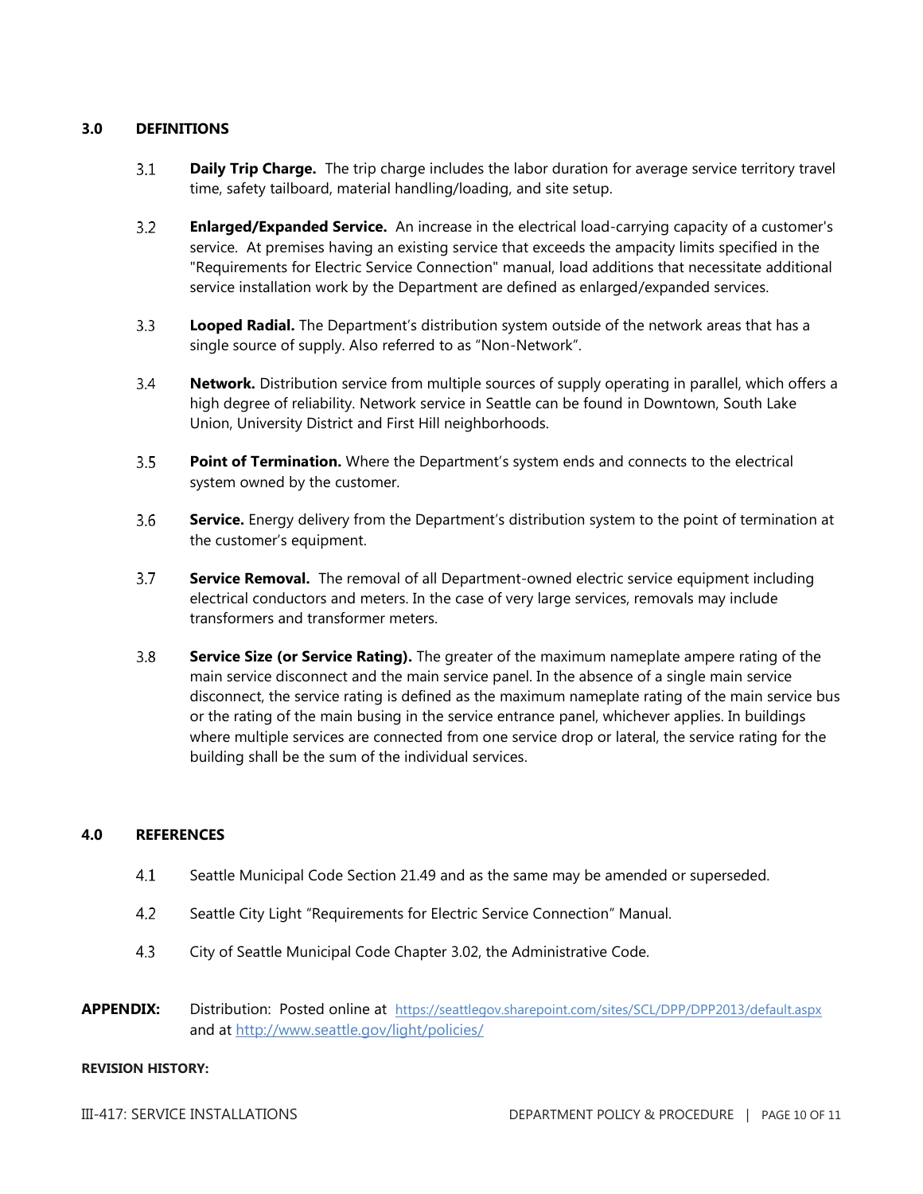## 3.0 DEFINITIONS

3.1 **Daily Trip Charge.** The trip charge includes the labor duration for average service territory travel time, safety tailboard, material handling/loading, and site setup.

3.2 **Enlarged/Expanded Service.** An increase in the electrical load-carrying capacity of a customer's service. At premises having an existing service that exceeds the ampacity limits specified in the "Requirements for Electric Service Connection" manual, load additions that necessitate additional service installation work by the Department are defined as enlarged/expanded services.

3.3 **Looped Radial.** The Department's distribution system outside of the network areas that has a single source of supply. Also referred to as "Non-Network".

3.4 **Network.** Distribution service from multiple sources of supply operating in parallel, which offers a high degree of reliability. Network service in Seattle can be found in Downtown, South Lake Union, University District and First Hill neighborhoods.

3.5 **Point of Termination.** Where the Department's system ends and connects to the electrical system owned by the customer.

3.6 **Service.** Energy delivery from the Department's distribution system to the point of termination at the customer's equipment.

3.7 **Service Removal.** The removal of all Department-owned electric service equipment including electrical conductors and meters. In the case of very large services, removals may include transformers and transformer meters.

3.8 **Service Size (or Service Rating).** The greater of the maximum nameplate ampere rating of the main service disconnect and the main service panel. In the absence of a single main service disconnect, the service rating is defined as the maximum nameplate rating of the main service bus or the rating of the main busing in the service entrance panel, whichever applies. In buildings where multiple services are connected from one service drop or lateral, the service rating for the building shall be the sum of the individual services.

## 4.0 REFERENCES

4.1 Seattle Municipal Code Section 21.49 and as the same may be amended or superseded.

4.2 Seattle City Light "Requirements for Electric Service Connection" Manual.

4.3 City of Seattle Municipal Code Chapter 3.02, the Administrative Code.

**APPENDIX:** Distribution: Posted online at https://seattlegov.sharepoint.com/sites/SCL/DPP/DPP2013/default.aspx and at http://www.seattle.gov/light/policies/

**REVISION HISTORY:**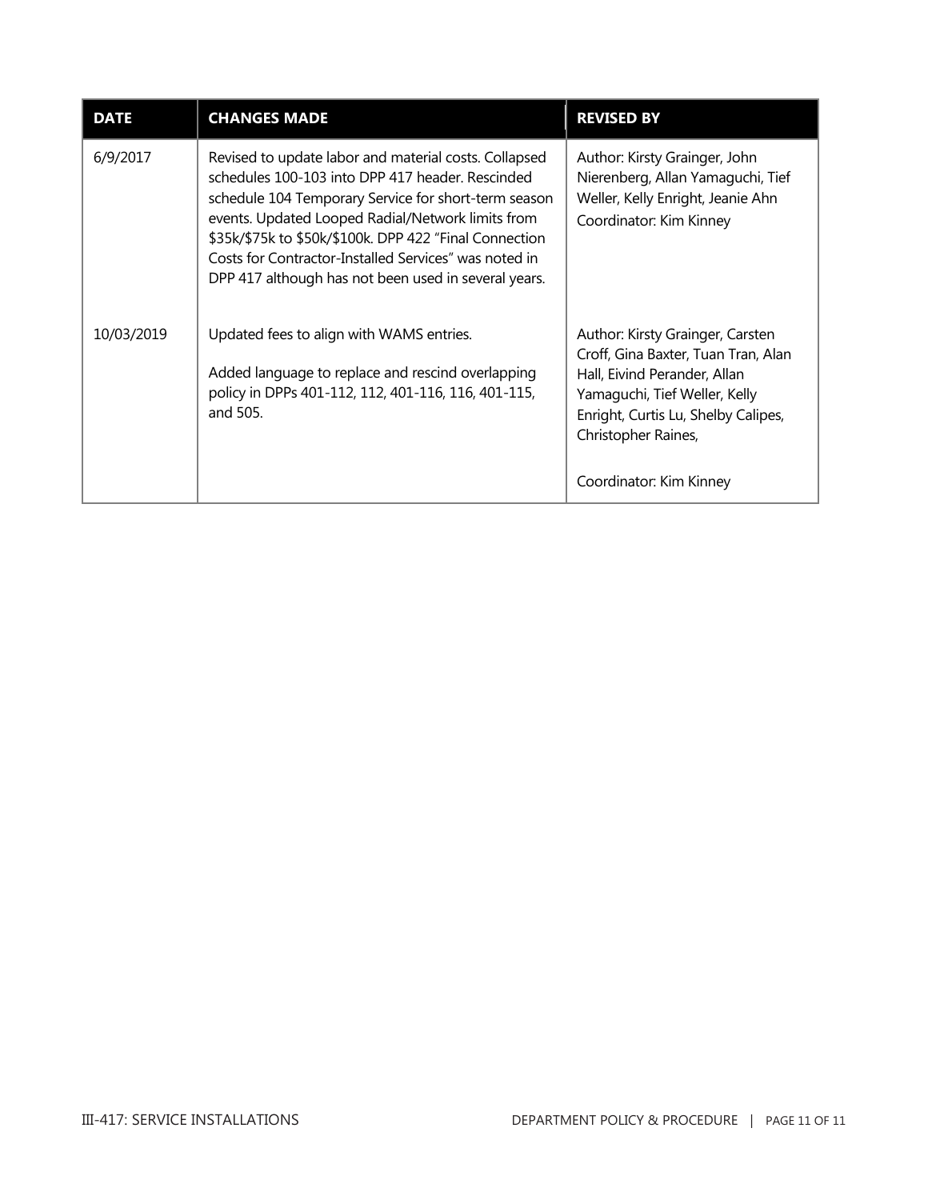| DATE | CHANGES MADE | REVISED BY |
| --- | --- | --- |
| 6/9/2017 | Revised to update labor and material costs. Collapsed schedules 100-103 into DPP 417 header. Rescinded schedule 104 Temporary Service for short-term season events. Updated Looped Radial/Network limits from \$35k/\$75k to \$50k/\$100k. DPP 422 "Final Connection Costs for Contractor-Installed Services" was noted in DPP 417 although has not been used in several years. | Author: Kirsty Grainger, John Nierenberg, Allan Yamaguchi, Tief Weller, Kelly Enright, Jeanie Ahn<br>Coordinator: Kim Kinney |
| 10/03/2019 | Updated fees to align with WAMS entries.<br><br>Added language to replace and rescind overlapping policy in DPPs 401-112, 112, 401-116, 116, 401-115, and 505. | Author: Kirsty Grainger, Carsten Croff, Gina Baxter, Tuan Tran, Alan Hall, Eivind Perander, Allan Yamaguchi, Tief Weller, Kelly Enright, Curtis Lu, Shelby Calipes, Christopher Raines,<br><br>Coordinator: Kim Kinney |